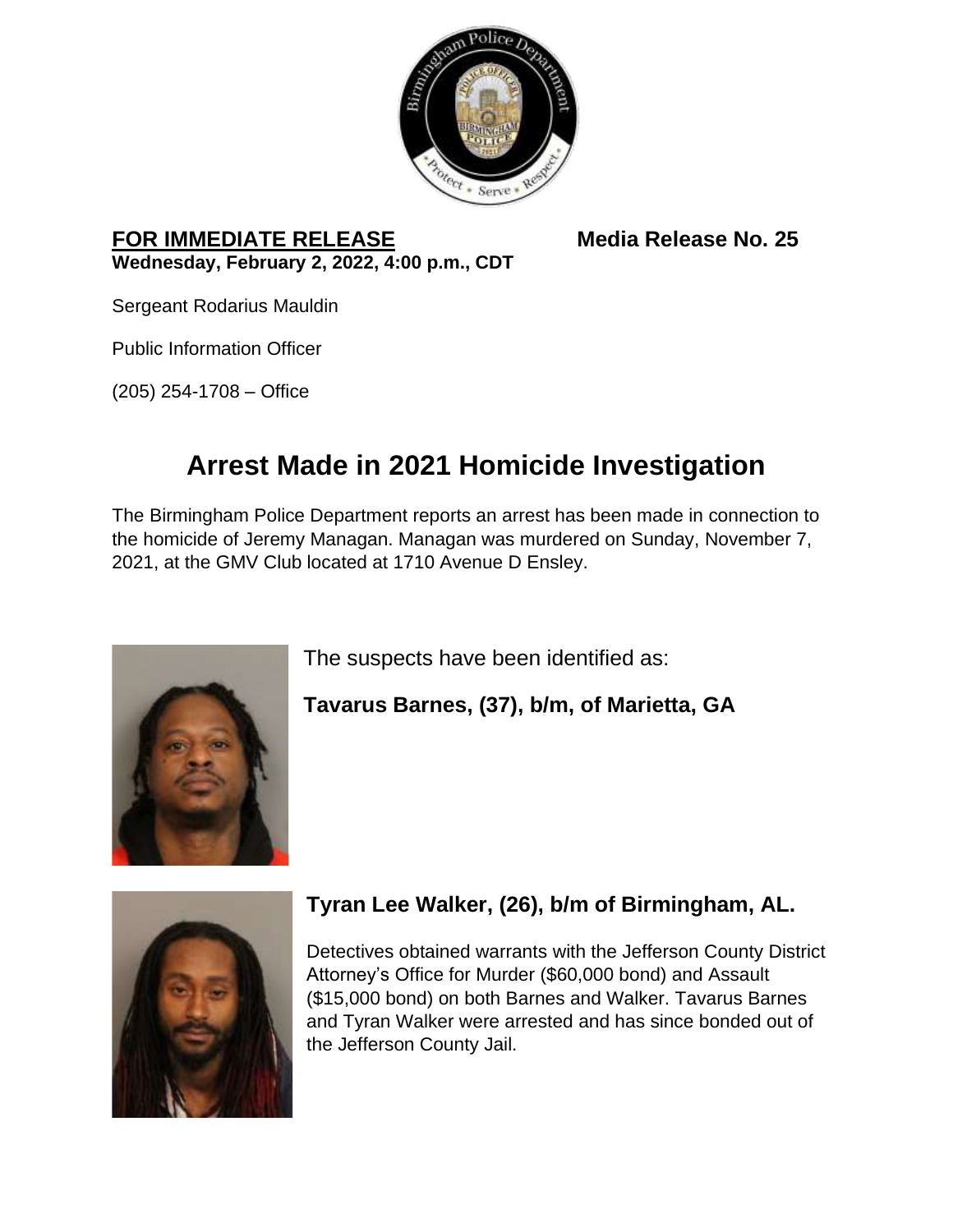**FOR IMMEDIATE RELEASE** **Media Release No. 25**

**Wednesday, February 2, 2022, 4:00 p.m., CDT**

Sergeant Rodarius Mauldin

Public Information Officer

(205) 254-1708 – Office

# Arrest Made in 2021 Homicide Investigation

The Birmingham Police Department reports an arrest has been made in connection to the homicide of Jeremy Managan. Managan was murdered on Sunday, November 7, 2021, at the GMV Club located at 1710 Avenue D Ensley.

The suspects have been identified as:

**Tavarus Barnes, (37), b/m, of Marietta, GA**

**Tyran Lee Walker, (26), b/m of Birmingham, AL.**

Detectives obtained warrants with the Jefferson County District Attorney's Office for Murder ($60,000 bond) and Assault ($15,000 bond) on both Barnes and Walker. Tavarus Barnes and Tyran Walker were arrested and has since bonded out of the Jefferson County Jail.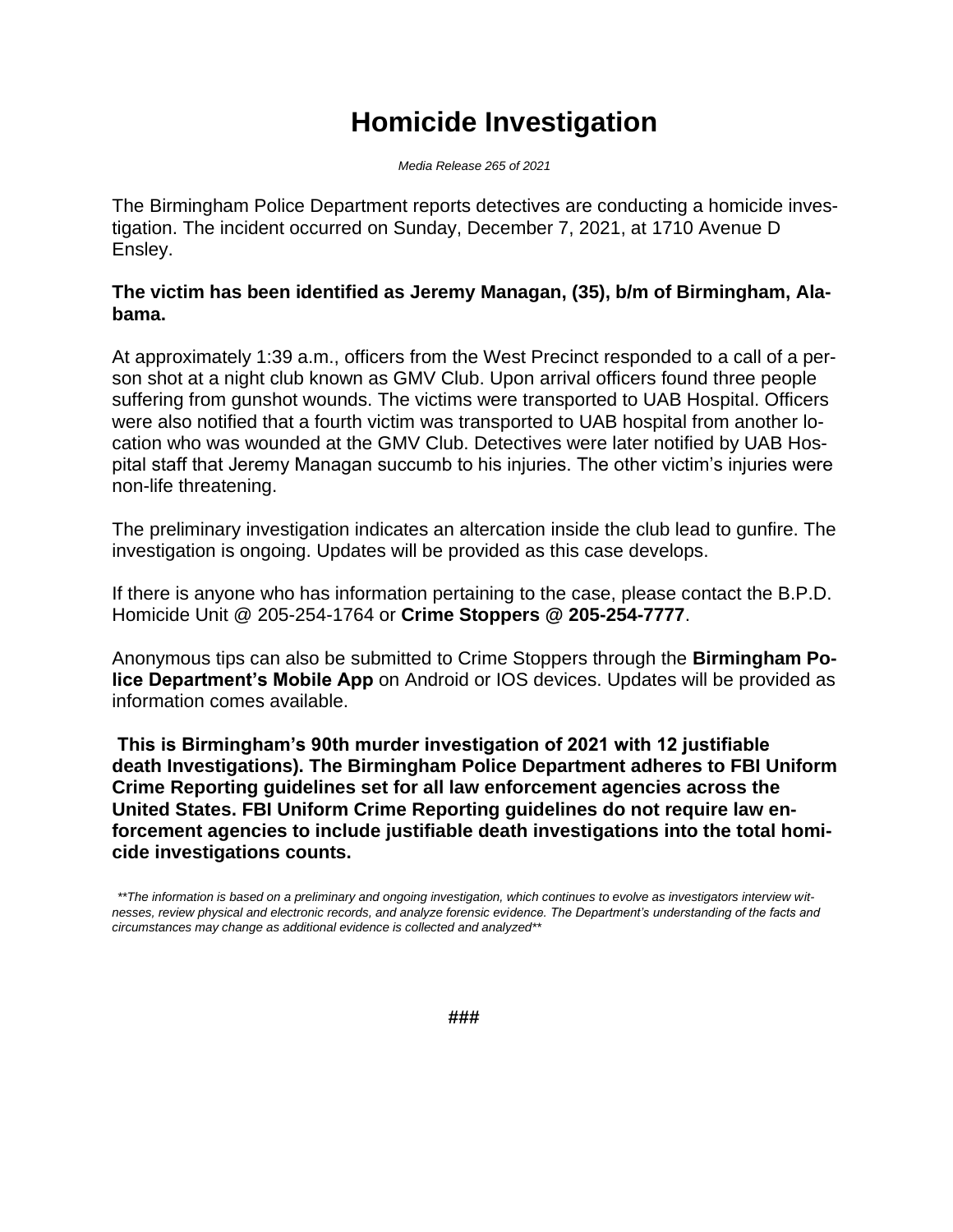# Homicide Investigation

*Media Release 265 of 2021*

The Birmingham Police Department reports detectives are conducting a homicide investigation. The incident occurred on Sunday, December 7, 2021, at 1710 Avenue D Ensley.

**The victim has been identified as Jeremy Managan, (35), b/m of Birmingham, Alabama.**

At approximately 1:39 a.m., officers from the West Precinct responded to a call of a person shot at a night club known as GMV Club. Upon arrival officers found three people suffering from gunshot wounds. The victims were transported to UAB Hospital. Officers were also notified that a fourth victim was transported to UAB hospital from another location who was wounded at the GMV Club. Detectives were later notified by UAB Hospital staff that Jeremy Managan succumb to his injuries. The other victim's injuries were non-life threatening.

The preliminary investigation indicates an altercation inside the club lead to gunfire. The investigation is ongoing. Updates will be provided as this case develops.

If there is anyone who has information pertaining to the case, please contact the B.P.D. Homicide Unit @ 205-254-1764 or **Crime Stoppers @ 205-254-7777**.

Anonymous tips can also be submitted to Crime Stoppers through the **Birmingham Police Department's Mobile App** on Android or IOS devices. Updates will be provided as information comes available.

**This is Birmingham's 90th murder investigation of 2021 with 12 justifiable death Investigations). The Birmingham Police Department adheres to FBI Uniform Crime Reporting guidelines set for all law enforcement agencies across the United States. FBI Uniform Crime Reporting guidelines do not require law enforcement agencies to include justifiable death investigations into the total homicide investigations counts.**

*\*\*The information is based on a preliminary and ongoing investigation, which continues to evolve as investigators interview witnesses, review physical and electronic records, and analyze forensic evidence. The Department's understanding of the facts and circumstances may change as additional evidence is collected and analyzed\*\**

###